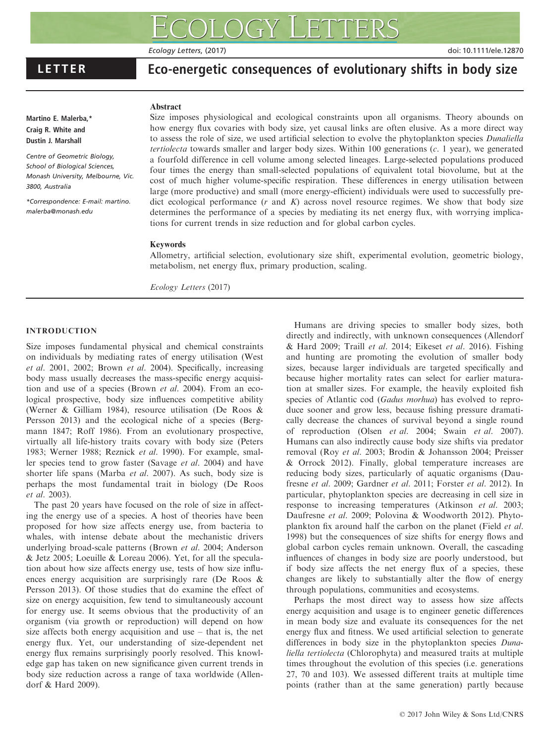# Eco-energetic consequences of evolutionary shifts in body size

LETTER

**Martino E. Malerba,* Craig R. White and Dustin J. Marshall**

Centre of Geometric Biology, School of Biological Sciences, Monash University, Melbourne, Vic. 3800, Australia

*Correspondence: E-mail: martino.malerba@monash.edu

## Abstract

Size imposes physiological and ecological constraints upon all organisms. Theory abounds on how energy flux covaries with body size, yet causal links are often elusive. As a more direct way to assess the role of size, we used artificial selection to evolve the phytoplankton species *Dunaliella tertiolecta* towards smaller and larger body sizes. Within 100 generations (*c*. 1 year), we generated a fourfold difference in cell volume among selected lineages. Large-selected populations produced four times the energy than small-selected populations of equivalent total biovolume, but at the cost of much higher volume-specific respiration. These differences in energy utilisation between large (more productive) and small (more energy-efficient) individuals were used to successfully predict ecological performance ($r$ and $K$) across novel resource regimes. We show that body size determines the performance of a species by mediating its net energy flux, with worrying implications for current trends in size reduction and for global carbon cycles.

## Keywords

Allometry, artificial selection, evolutionary size shift, experimental evolution, geometric biology, metabolism, net energy flux, primary production, scaling.

*Ecology Letters* (2017)

## INTRODUCTION

Size imposes fundamental physical and chemical constraints on individuals by mediating rates of energy utilisation (West *et al*. 2001, 2002; Brown *et al*. 2004). Specifically, increasing body mass usually decreases the mass-specific energy acquisition and use of a species (Brown *et al*. 2004). From an ecological prospective, body size influences competitive ability (Werner & Gilliam 1984), resource utilisation (De Roos & Persson 2013) and the ecological niche of a species (Bergmann 1847; Roff 1986). From an evolutionary prospective, virtually all life-history traits covary with body size (Peters 1983; Werner 1988; Reznick *et al*. 1990). For example, smaller species tend to grow faster (Savage *et al*. 2004) and have shorter life spans (Marba *et al*. 2007). As such, body size is perhaps the most fundamental trait in biology (De Roos *et al*. 2003).

The past 20 years have focused on the role of size in affecting the energy use of a species. A host of theories have been proposed for how size affects energy use, from bacteria to whales, with intense debate about the mechanistic drivers underlying broad-scale patterns (Brown *et al*. 2004; Anderson & Jetz 2005; Loeuille & Loreau 2006). Yet, for all the speculation about how size affects energy use, tests of how size influences energy acquisition are surprisingly rare (De Roos & Persson 2013). Of those studies that do examine the effect of size on energy acquisition, few tend to simultaneously account for energy use. It seems obvious that the productivity of an organism (via growth or reproduction) will depend on how size affects both energy acquisition and use – that is, the net energy flux. Yet, our understanding of size-dependent net energy flux remains surprisingly poorly resolved. This knowledge gap has taken on new significance given current trends in body size reduction across a range of taxa worldwide (Allendorf & Hard 2009).

Humans are driving species to smaller body sizes, both directly and indirectly, with unknown consequences (Allendorf & Hard 2009; Traill *et al*. 2014; Eikeset *et al*. 2016). Fishing and hunting are promoting the evolution of smaller body sizes, because larger individuals are targeted specifically and because higher mortality rates can select for earlier maturation at smaller sizes. For example, the heavily exploited fish species of Atlantic cod (*Gadus morhua*) has evolved to reproduce sooner and grow less, because fishing pressure dramatically decrease the chances of survival beyond a single round of reproduction (Olsen *et al*. 2004; Swain *et al*. 2007). Humans can also indirectly cause body size shifts via predator removal (Roy *et al*. 2003; Brodin & Johansson 2004; Preisser & Orrock 2012). Finally, global temperature increases are reducing body sizes, particularly of aquatic organisms (Daufresne *et al*. 2009; Gardner *et al*. 2011; Forster *et al*. 2012). In particular, phytoplankton species are decreasing in cell size in response to increasing temperatures (Atkinson *et al*. 2003; Daufresne *et al*. 2009; Polovina & Woodworth 2012). Phytoplankton fix around half the carbon on the planet (Field *et al*. 1998) but the consequences of size shifts for energy flows and global carbon cycles remain unknown. Overall, the cascading influences of changes in body size are poorly understood, but if body size affects the net energy flux of a species, these changes are likely to substantially alter the flow of energy through populations, communities and ecosystems.

Perhaps the most direct way to assess how size affects energy acquisition and usage is to engineer genetic differences in mean body size and evaluate its consequences for the net energy flux and fitness. We used artificial selection to generate differences in body size in the phytoplankton species *Dunaliella tertiolecta* (Chlorophyta) and measured traits at multiple times throughout the evolution of this species (i.e. generations 27, 70 and 103). We assessed different traits at multiple time points (rather than at the same generation) partly because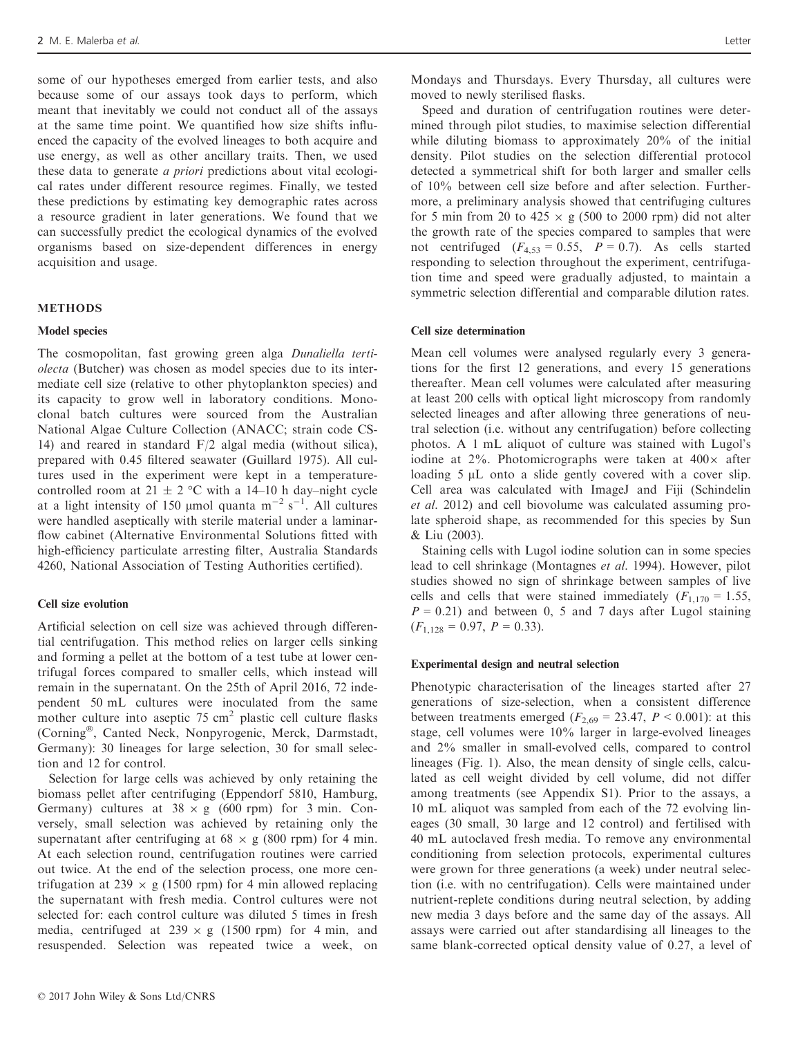some of our hypotheses emerged from earlier tests, and also because some of our assays took days to perform, which meant that inevitably we could not conduct all of the assays at the same time point. We quantified how size shifts influenced the capacity of the evolved lineages to both acquire and use energy, as well as other ancillary traits. Then, we used these data to generate *a priori* predictions about vital ecological rates under different resource regimes. Finally, we tested these predictions by estimating key demographic rates across a resource gradient in later generations. We found that we can successfully predict the ecological dynamics of the evolved organisms based on size-dependent differences in energy acquisition and usage.

## METHODS

### Model species

The cosmopolitan, fast growing green alga *Dunaliella tertiolecta* (Butcher) was chosen as model species due to its intermediate cell size (relative to other phytoplankton species) and its capacity to grow well in laboratory conditions. Monoclonal batch cultures were sourced from the Australian National Algae Culture Collection (ANACC; strain code CS-14) and reared in standard F/2 algal media (without silica), prepared with 0.45 filtered seawater (Guillard 1975). All cultures used in the experiment were kept in a temperature-controlled room at 21 ± 2 °C with a 14–10 h day–night cycle at a light intensity of 150 μmol quanta $m^{-2}$ $s^{-1}$. All cultures were handled aseptically with sterile material under a laminar-flow cabinet (Alternative Environmental Solutions fitted with high-efficiency particulate arresting filter, Australia Standards 4260, National Association of Testing Authorities certified).

### Cell size evolution

Artificial selection on cell size was achieved through differential centrifugation. This method relies on larger cells sinking and forming a pellet at the bottom of a test tube at lower centrifugal forces compared to smaller cells, which instead will remain in the supernatant. On the 25th of April 2016, 72 independent 50 mL cultures were inoculated from the same mother culture into aseptic 75 $cm^2$ plastic cell culture flasks (Corning®, Canted Neck, Nonpyrogenic, Merck, Darmstadt, Germany): 30 lineages for large selection, 30 for small selection and 12 for control.

Selection for large cells was achieved by only retaining the biomass pellet after centrifuging (Eppendorf 5810, Hamburg, Germany) cultures at 38 × g (600 rpm) for 3 min. Conversely, small selection was achieved by retaining only the supernatant after centrifuging at 68 × g (800 rpm) for 4 min. At each selection round, centrifugation routines were carried out twice. At the end of the selection process, one more centrifugation at 239 × g (1500 rpm) for 4 min allowed replacing the supernatant with fresh media. Control cultures were not selected for: each control culture was diluted 5 times in fresh media, centrifuged at 239 × g (1500 rpm) for 4 min, and resuspended. Selection was repeated twice a week, on Mondays and Thursdays. Every Thursday, all cultures were moved to newly sterilised flasks.

Speed and duration of centrifugation routines were determined through pilot studies, to maximise selection differential while diluting biomass to approximately 20% of the initial density. Pilot studies on the selection differential protocol detected a symmetrical shift for both larger and smaller cells of 10% between cell size before and after selection. Furthermore, a preliminary analysis showed that centrifuging cultures for 5 min from 20 to 425 × g (500 to 2000 rpm) did not alter the growth rate of the species compared to samples that were not centrifuged ($F_{4,53} = 0.55$, $P = 0.7$). As cells started responding to selection throughout the experiment, centrifugation time and speed were gradually adjusted, to maintain a symmetric selection differential and comparable dilution rates.

### Cell size determination

Mean cell volumes were analysed regularly every 3 generations for the first 12 generations, and every 15 generations thereafter. Mean cell volumes were calculated after measuring at least 200 cells with optical light microscopy from randomly selected lineages and after allowing three generations of neutral selection (i.e. without any centrifugation) before collecting photos. A 1 mL aliquot of culture was stained with Lugol's iodine at 2%. Photomicrographs were taken at 400× after loading 5 μL onto a slide gently covered with a cover slip. Cell area was calculated with ImageJ and Fiji (Schindelin *et al.* 2012) and cell biovolume was calculated assuming prolate spheroid shape, as recommended for this species by Sun & Liu (2003).

Staining cells with Lugol iodine solution can in some species lead to cell shrinkage (Montagnes *et al.* 1994). However, pilot studies showed no sign of shrinkage between samples of live cells and cells that were stained immediately ($F_{1,170} = 1.55$, $P = 0.21$) and between 0, 5 and 7 days after Lugol staining ($F_{1,128} = 0.97$, $P = 0.33$).

### Experimental design and neutral selection

Phenotypic characterisation of the lineages started after 27 generations of size-selection, when a consistent difference between treatments emerged ($F_{2,69} = 23.47$, $P < 0.001$): at this stage, cell volumes were 10% larger in large-evolved lineages and 2% smaller in small-evolved cells, compared to control lineages (Fig. 1). Also, the mean density of single cells, calculated as cell weight divided by cell volume, did not differ among treatments (see Appendix S1). Prior to the assays, a 10 mL aliquot was sampled from each of the 72 evolving lineages (30 small, 30 large and 12 control) and fertilised with 40 mL autoclaved fresh media. To remove any environmental conditioning from selection protocols, experimental cultures were grown for three generations (a week) under neutral selection (i.e. with no centrifugation). Cells were maintained under nutrient-replete conditions during neutral selection, by adding new media 3 days before and the same day of the assays. All assays were carried out after standardising all lineages to the same blank-corrected optical density value of 0.27, a level of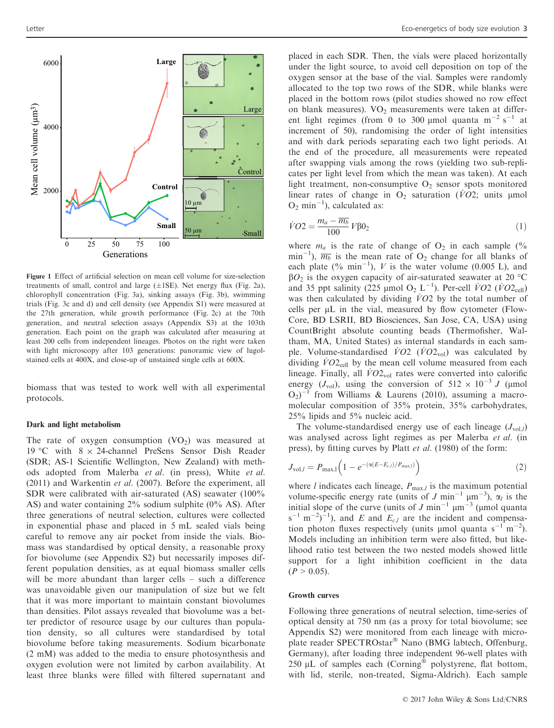Figure 1 Effect of artificial selection on mean cell volume for size-selection treatments of small, control and large (±1SE). Net energy flux (Fig. 2a), chlorophyll concentration (Fig. 3a), sinking assays (Fig. 3b), swimming trials (Fig. 3c and d) and cell density (see Appendix S1) were measured at the 27th generation, while growth performance (Fig. 2c) at the 70th generation, and neutral selection assays (Appendix S3) at the 103th generation. Each point on the graph was calculated after measuring at least 200 cells from independent lineages. Photos on the right were taken with light microscopy after 103 generations: panoramic view of lugol-stained cells at 400X, and close-up of unstained single cells at 600X.

biomass that was tested to work well with all experimental protocols.

### Dark and light metabolism

The rate of oxygen consumption ($VO_2$) was measured at 19 °C with 8 × 24-channel PreSens Sensor Dish Reader (SDR; AS-1 Scientific Wellington, New Zealand) with methods adopted from Malerba *et al.* (in press), White *et al.* (2011) and Warkentin *et al.* (2007). Before the experiment, all SDR were calibrated with air-saturated (AS) seawater (100% AS) and water containing 2% sodium sulphite (0% AS). After three generations of neutral selection, cultures were collected in exponential phase and placed in 5 mL sealed vials being careful to remove any air pocket from inside the vials. Biomass was standardised by optical density, a reasonable proxy for biovolume (see Appendix S2) but necessarily imposes different population densities, as at equal biomass smaller cells will be more abundant than larger cells – such a difference was unavoidable given our manipulation of size but we felt that it was more important to maintain constant biovolumes than densities. Pilot assays revealed that biovolume was a better predictor of resource usage by our cultures than population density, so all cultures were standardised by total biovolume before taking measurements. Sodium bicarbonate (2 mM) was added to the media to ensure photosynthesis and oxygen evolution were not limited by carbon availability. At least three blanks were filled with filtered supernatant and placed in each SDR. Then, the vials were placed horizontally under the light source, to avoid cell deposition on top of the oxygen sensor at the base of the vial. Samples were randomly allocated to the top two rows of the SDR, while blanks were placed in the bottom rows (pilot studies showed no row effect on blank measures). $VO_2$ measurements were taken at different light regimes (from 0 to 300 μmol quanta $m^{-2}$ $s^{-1}$ at increment of 50), randomising the order of light intensities and with dark periods separating each two light periods. At the end of the procedure, all measurements were repeated after swapping vials among the rows (yielding two sub-replicates per light level from which the mean was taken). At each light treatment, non-consumptive $O_2$ sensor spots monitored linear rates of change in $O_2$ saturation ($\dot{V}O2$; units μmol $O_2$ $min^{-1}$), calculated as:

$$\dot{V}O2 = \frac{m_a - \overline{m_b}}{100} V\beta 0_2 \tag{1}$$

where $m_a$ is the rate of change of $O_2$ in each sample (% $min^{-1}$), $\overline{m_b}$ is the mean rate of $O_2$ change for all blanks of each plate (% $min^{-1}$), $V$ is the water volume (0.005 L), and $\beta O_2$ is the oxygen capacity of air-saturated seawater at 20 °C and 35 ppt salinity (225 μmol $O_2$ $L^{-1}$). Per-cell $\dot{V}O2$ ($\dot{V}O2_{cell}$) was then calculated by dividing $\dot{V}O2$ by the total number of cells per μL in the vial, measured by flow cytometer (FlowCore, BD LSRII, BD Biosciences, San Jose, CA, USA) using CountBright absolute counting beads (Thermofisher, Waltham, MA, United States) as internal standards in each sample. Volume-standardised $\dot{V}O2$ ($\dot{V}O2_{vol}$) was calculated by dividing $\dot{V}O2_{cell}$ by the mean cell volume measured from each lineage. Finally, all $\dot{V}O2_{vol}$ rates were converted into calorific energy ($J_{vol}$), using the conversion of $512 \times 10^{-3}$ $J$ (μmol $O_2$)$^{-1}$ from Williams & Laurens (2010), assuming a macromolecular composition of 35% protein, 35% carbohydrates, 25% lipids and 5% nucleic acid.

The volume-standardised energy use of each lineage ($J_{vol,l}$) was analysed across light regimes as per Malerba *et al.* (in press), by fitting curves by Platt *et al.* (1980) of the form:

$$J_{vol,l} = P_{max,l}\left(1 - e^{-(\alpha(E - E_{c,l})/P_{max,l})}\right) \tag{2}$$

where $l$ indicates each lineage, $P_{max,l}$ is the maximum potential volume-specific energy rate (units of $J$ $min^{-1}$ $\mu m^{-3}$), $\alpha_l$ is the initial slope of the curve (units of $J$ $min^{-1}$ $\mu m^{-3}$ (μmol quanta $s^{-1}$ $m^{-2}$)$^{-1}$), and $E$ and $E_{c,l}$ are the incident and compensation photon fluxes respectively (units μmol quanta $s^{-1}$ $m^{-2}$). Models including an inhibition term were also fitted, but likelihood ratio test between the two nested models showed little support for a light inhibition coefficient in the data ($P > 0.05$).

### Growth curves

Following three generations of neutral selection, time-series of optical density at 750 nm (as a proxy for total biovolume; see Appendix S2) were monitored from each lineage with microplate reader SPECTROstar® Nano (BMG labtech, Offenburg, Germany), after loading three independent 96-well plates with 250 μL of samples each (Corning® polystyrene, flat bottom, with lid, sterile, non-treated, Sigma-Aldrich). Each sample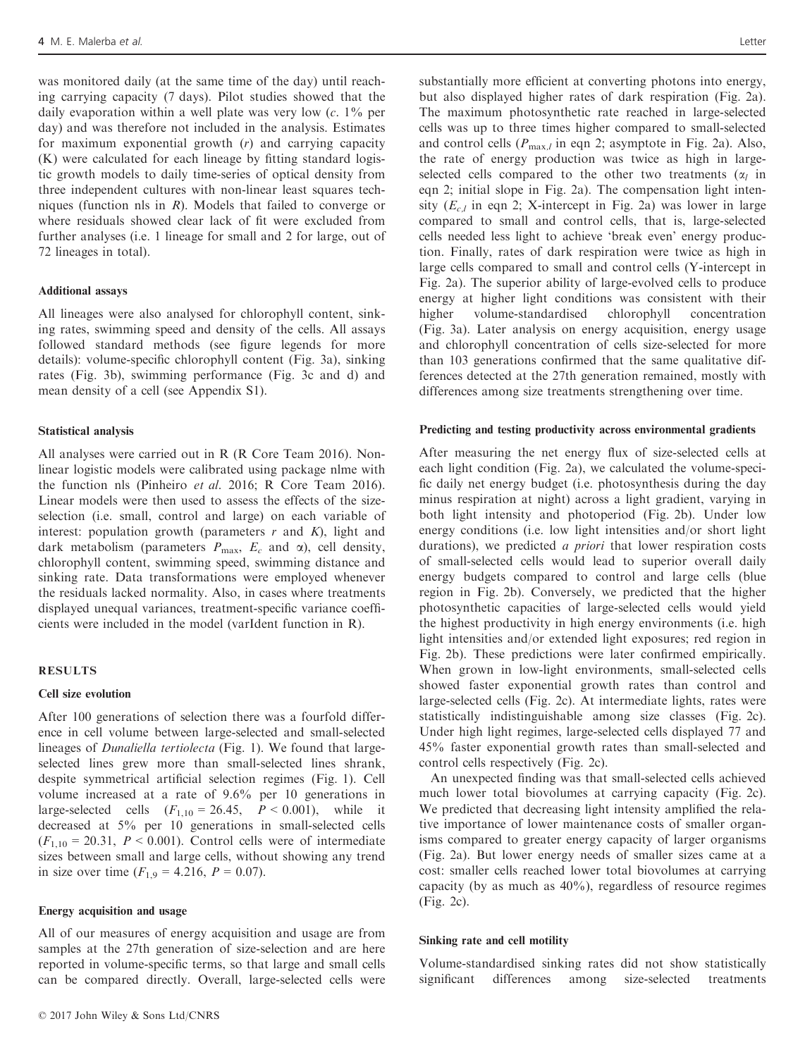was monitored daily (at the same time of the day) until reaching carrying capacity (7 days). Pilot studies showed that the daily evaporation within a well plate was very low (*c*. 1% per day) and was therefore not included in the analysis. Estimates for maximum exponential growth ($r$) and carrying capacity (K) were calculated for each lineage by fitting standard logistic growth models to daily time-series of optical density from three independent cultures with non-linear least squares techniques (function nls in *R*). Models that failed to converge or where residuals showed clear lack of fit were excluded from further analyses (i.e. 1 lineage for small and 2 for large, out of 72 lineages in total).

#### Additional assays

All lineages were also analysed for chlorophyll content, sinking rates, swimming speed and density of the cells. All assays followed standard methods (see figure legends for more details): volume-specific chlorophyll content (Fig. 3a), sinking rates (Fig. 3b), swimming performance (Fig. 3c and d) and mean density of a cell (see Appendix S1).

#### Statistical analysis

All analyses were carried out in R (R Core Team 2016). Non-linear logistic models were calibrated using package nlme with the function nls (Pinheiro *et al.* 2016; R Core Team 2016). Linear models were then used to assess the effects of the size-selection (i.e. small, control and large) on each variable of interest: population growth (parameters $r$ and $K$), light and dark metabolism (parameters $P_{max}$, $E_c$ and $\alpha$), cell density, chlorophyll content, swimming speed, swimming distance and sinking rate. Data transformations were employed whenever the residuals lacked normality. Also, in cases where treatments displayed unequal variances, treatment-specific variance coefficients were included in the model (varIdent function in R).

## RESULTS

#### Cell size evolution

After 100 generations of selection there was a fourfold difference in cell volume between large-selected and small-selected lineages of *Dunaliella tertiolecta* (Fig. 1). We found that large-selected lines grew more than small-selected lines shrank, despite symmetrical artificial selection regimes (Fig. 1). Cell volume increased at a rate of 9.6% per 10 generations in large-selected cells ($F_{1,10} = 26.45$, $P < 0.001$), while it decreased at 5% per 10 generations in small-selected cells ($F_{1,10} = 20.31$, $P < 0.001$). Control cells were of intermediate sizes between small and large cells, without showing any trend in size over time ($F_{1,9} = 4.216$, $P = 0.07$).

#### Energy acquisition and usage

All of our measures of energy acquisition and usage are from samples at the 27th generation of size-selection and are here reported in volume-specific terms, so that large and small cells can be compared directly. Overall, large-selected cells were substantially more efficient at converting photons into energy, but also displayed higher rates of dark respiration (Fig. 2a). The maximum photosynthetic rate reached in large-selected cells was up to three times higher compared to small-selected and control cells ($P_{max,l}$ in eqn 2; asymptote in Fig. 2a). Also, the rate of energy production was twice as high in large-selected cells compared to the other two treatments ($\alpha_l$ in eqn 2; initial slope in Fig. 2a). The compensation light intensity ($E_{c,l}$ in eqn 2; X-intercept in Fig. 2a) was lower in large compared to small and control cells, that is, large-selected cells needed less light to achieve 'break even' energy production. Finally, rates of dark respiration were twice as high in large cells compared to small and control cells (Y-intercept in Fig. 2a). The superior ability of large-evolved cells to produce energy at higher light conditions was consistent with their higher volume-standardised chlorophyll concentration (Fig. 3a). Later analysis on energy acquisition, energy usage and chlorophyll concentration of cells size-selected for more than 103 generations confirmed that the same qualitative differences detected at the 27th generation remained, mostly with differences among size treatments strengthening over time.

#### Predicting and testing productivity across environmental gradients

After measuring the net energy flux of size-selected cells at each light condition (Fig. 2a), we calculated the volume-specific daily net energy budget (i.e. photosynthesis during the day minus respiration at night) across a light gradient, varying in both light intensity and photoperiod (Fig. 2b). Under low energy conditions (i.e. low light intensities and/or short light durations), we predicted *a priori* that lower respiration costs of small-selected cells would lead to superior overall daily energy budgets compared to control and large cells (blue region in Fig. 2b). Conversely, we predicted that the higher photosynthetic capacities of large-selected cells would yield the highest productivity in high energy environments (i.e. high light intensities and/or extended light exposures; red region in Fig. 2b). These predictions were later confirmed empirically. When grown in low-light environments, small-selected cells showed faster exponential growth rates than control and large-selected cells (Fig. 2c). At intermediate lights, rates were statistically indistinguishable among size classes (Fig. 2c). Under high light regimes, large-selected cells displayed 77 and 45% faster exponential growth rates than small-selected and control cells respectively (Fig. 2c).

An unexpected finding was that small-selected cells achieved much lower total biovolumes at carrying capacity (Fig. 2c). We predicted that decreasing light intensity amplified the relative importance of lower maintenance costs of smaller organisms compared to greater energy capacity of larger organisms (Fig. 2a). But lower energy needs of smaller sizes came at a cost: smaller cells reached lower total biovolumes at carrying capacity (by as much as 40%), regardless of resource regimes (Fig. 2c).

#### Sinking rate and cell motility

Volume-standardised sinking rates did not show statistically significant differences among size-selected treatments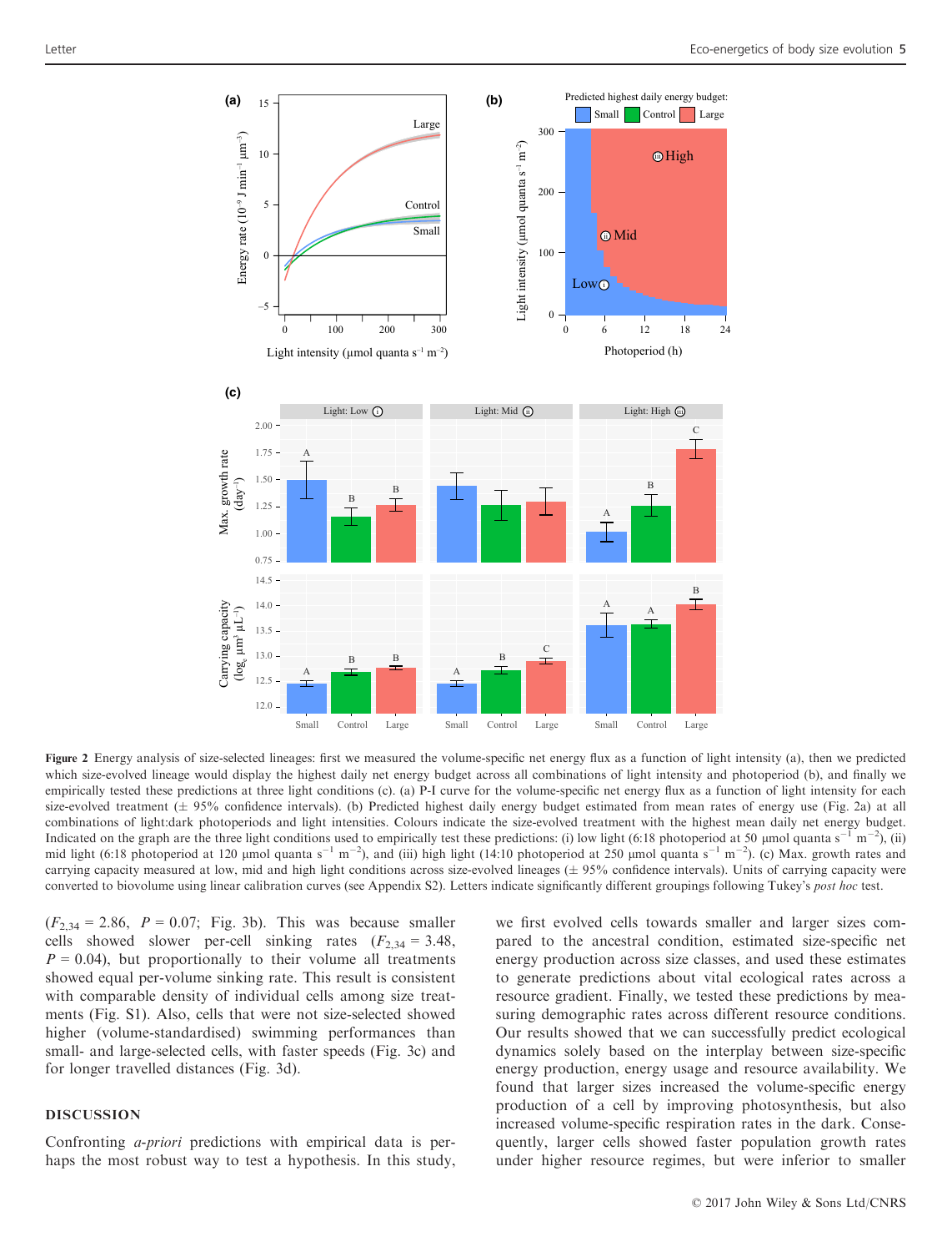**Figure 2** Energy analysis of size-selected lineages: first we measured the volume-specific net energy flux as a function of light intensity (a), then we predicted which size-evolved lineage would display the highest daily net energy budget across all combinations of light intensity and photoperiod (b), and finally we empirically tested these predictions at three light conditions (c). (a) P-I curve for the volume-specific net energy flux as a function of light intensity for each size-evolved treatment (± 95% confidence intervals). (b) Predicted highest daily energy budget estimated from mean rates of energy use (Fig. 2a) at all combinations of light:dark photoperiods and light intensities. Colours indicate the size-evolved treatment with the highest mean daily net energy budget. Indicated on the graph are the three light conditions used to empirically test these predictions: (i) low light (6:18 photoperiod at 50 μmol quanta $s^{-1}$ $m^{-2}$), (ii) mid light (6:18 photoperiod at 120 μmol quanta $s^{-1}$ $m^{-2}$), and (iii) high light (14:10 photoperiod at 250 μmol quanta $s^{-1}$ $m^{-2}$). (c) Max. growth rates and carrying capacity measured at low, mid and high light conditions across size-evolved lineages (± 95% confidence intervals). Units of carrying capacity were converted to biovolume using linear calibration curves (see Appendix S2). Letters indicate significantly different groupings following Tukey's *post hoc* test.

($F_{2,34} = 2.86$, $P = 0.07$; Fig. 3b). This was because smaller cells showed slower per-cell sinking rates ($F_{2,34} = 3.48$, $P = 0.04$), but proportionally to their volume all treatments showed equal per-volume sinking rate. This result is consistent with comparable density of individual cells among size treatments (Fig. S1). Also, cells that were not size-selected showed higher (volume-standardised) swimming performances than small- and large-selected cells, with faster speeds (Fig. 3c) and for longer travelled distances (Fig. 3d).

## DISCUSSION

Confronting *a-priori* predictions with empirical data is perhaps the most robust way to test a hypothesis. In this study, we first evolved cells towards smaller and larger sizes compared to the ancestral condition, estimated size-specific net energy production across size classes, and used these estimates to generate predictions about vital ecological rates across a resource gradient. Finally, we tested these predictions by measuring demographic rates across different resource conditions. Our results show that we can successfully predict ecological dynamics solely based on the interplay between size-specific energy production, energy usage and resource availability. We found that larger sizes increased the volume-specific energy production of a cell by improving photosynthesis, but also increased volume-specific respiration rates in the dark. Consequently, larger cells showed faster population growth rates under higher resource regimes, but were inferior to smaller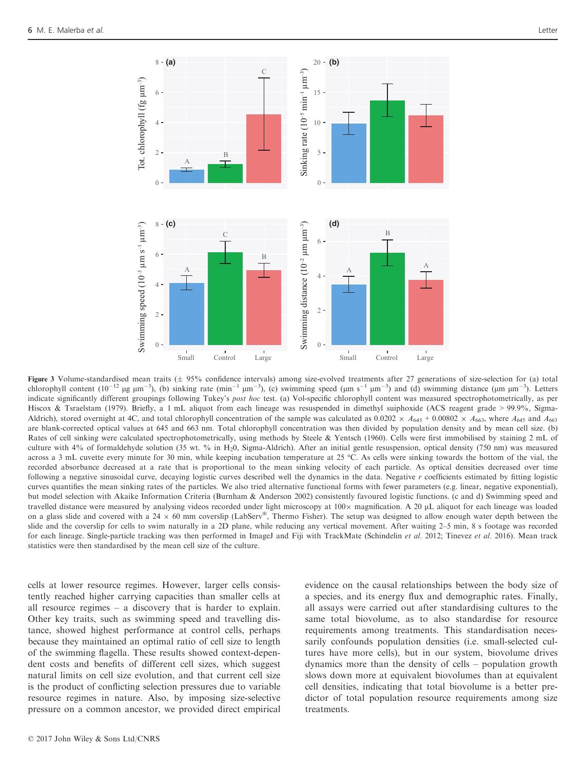**Figure 3** Volume-standardised mean traits (± 95% confidence intervals) among size-evolved treatments after 27 generations of size-selection for (a) total chlorophyll content ($10^{-12}$ μg μm$^{-3}$), (b) sinking rate (min$^{-1}$ μm$^{-3}$), (c) swimming speed (μm s$^{-1}$ μm$^{-3}$) and (d) swimming distance (μm μm$^{-3}$). Letters indicate significantly different groupings following Tukey's *post hoc* test. (a) Vol-specific chlorophyll content was measured spectrophotometrically, as per Hiscox & Tsraelstam (1979). Briefly, a 1 mL aliquot from each lineage was resuspended in dimethyl suiphoxide (ACS reagent grade > 99.9%, Sigma-Aldrich), stored overnight at 4C, and total chlorophyll concentration of the sample was calculated as $0.0202 \times A_{645} + 0.00802 \times A_{663}$, where $A_{645}$ and $A_{663}$ are blank-corrected optical values at 645 and 663 nm. Total chlorophyll concentration was then divided by population density and by mean cell size. (b) Rates of cell sinking were calculated spectrophotometrically, using methods by Steele & Yentsch (1960). Cells were first immobilised by staining 2 mL of culture with 4% of formaldehyde solution (35 wt. % in $H_2O$, Sigma-Aldrich). After an initial gentle resuspension, optical density (750 nm) was measured across a 3 mL cuvette every minute for 30 min, while keeping incubation temperature at 25 °C. As cells were sinking towards the bottom of the vial, the recorded absorbance decreased at a rate that is proportional to the mean sinking velocity of each particle. As optical densities decreased over time following a negative sinusoidal curve, decaying logistic curves described well the dynamics in the data. Negative $r$ coefficients estimated by fitting logistic curves quantifies the mean sinking rates of the particles. We also tried alternative functional forms with fewer parameters (e.g. linear, negative exponential), but model selection with Akaike Information Criteria (Burnham & Anderson 2002) consistently favoured logistic functions. (c and d) Swimming speed and travelled distance were measured by analysing videos recorded under light microscopy at 100× magnification. A 20 μL aliquot for each lineage was loaded on a glass slide and covered with a 24 × 60 mm coverslip (LabServ®, Thermo Fisher). The setup was designed to allow enough water depth between the slide and the coverslip for cells to swim naturally in a 2D plane, while reducing any vertical movement. After waiting 2–5 min, 8 s footage was recorded for each lineage. Single-particle tracking was then performed in ImageJ and Fiji with TrackMate (Schindelin *et al.* 2012; Tinevez *et al.* 2016). Mean track statistics were then standardised by the mean cell size of the culture.

cells at lower resource regimes. However, larger cells consistently reached higher carrying capacities than smaller cells at all resource regimes – a discovery that is harder to explain. Other key traits, such as swimming speed and travelling distance, showed highest performance at control cells, perhaps because they maintained an optimal ratio of cell size to length of the swimming flagella. These results showed context-dependent costs and benefits of different cell sizes, which suggest natural limits on cell size evolution, and that current cell size is the product of conflicting selection pressures due to variable resource regimes in nature. Also, by imposing size-selective pressure on a common ancestor, we provided direct empirical evidence on the causal relationships between the body size of a species, and its energy flux and demographic rates. Finally, all assays were carried out after standardising cultures to the same total biovolume, as to also standardise for resource requirements among treatments. This standardisation necessarily confounds population densities (i.e. small-selected cultures have more cells), but in our system, biovolume drives dynamics more than the density of cells – population growth slows down more at equivalent biovolumes than at equivalent cell densities, indicating that total biovolume is a better predictor of total population resource requirements among size treatments.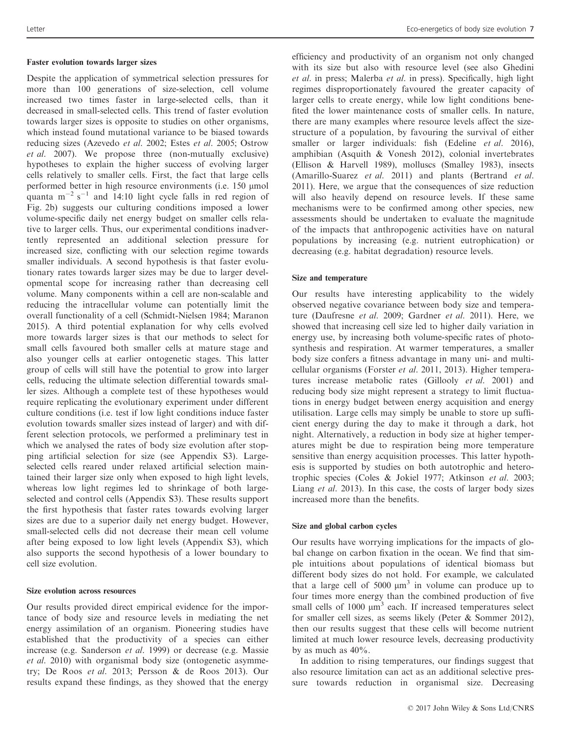**Faster evolution towards larger sizes**

Despite the application of symmetrical selection pressures for more than 100 generations of size-selection, cell volume increased two times faster in large-selected cells, than it decreased in small-selected cells. This trend of faster evolution towards larger sizes is opposite to studies on other organisms, which instead found mutational variance to be biased towards reducing sizes (Azevedo *et al.* 2002; Estes *et al.* 2005; Ostrow *et al.* 2007). We propose three (non-mutually exclusive) hypotheses to explain the higher success of evolving larger cells relatively to smaller cells. First, the fact that large cells performed better in high resource environments (i.e. 150 μmol quanta $m^{-2}$ $s^{-1}$ and 14:10 light cycle falls in red region of Fig. 2b) suggests our culturing conditions imposed a lower volume-specific daily net energy budget on smaller cells relative to larger cells. Thus, our experimental conditions inadvertently represented an additional selection pressure for increased size, conflicting with our selection regime towards smaller individuals. A second hypothesis is that faster evolutionary rates towards larger sizes may be due to larger developmental scope for increasing rather than decreasing cell volume. Many components within a cell are non-scalable and reducing the intracellular volume can potentially limit the overall functionality of a cell (Schmidt-Nielsen 1984; Maranon 2015). A third potential explanation for why cells evolved more towards larger sizes is that our methods to select for small cells favoured both smaller cells at mature stage and also younger cells at earlier ontogenetic stages. This latter group of cells will still have the potential to grow into larger cells, reducing the ultimate selection differential towards smaller sizes. Although a complete test of these hypotheses would require replicating the evolutionary experiment under different culture conditions (i.e. test if low light conditions induce faster evolution towards smaller sizes instead of larger) and with different selection protocols, we performed a preliminary test in which we analysed the rates of body size evolution after stopping artificial selection for size (see Appendix S3). Large-selected cells reared under relaxed artificial selection maintained their larger size only when exposed to high light levels, whereas low light regimes led to shrinkage of both large-selected and control cells (Appendix S3). These results support the first hypothesis that faster rates towards evolving larger sizes are due to a superior daily net energy budget. However, small-selected cells did not decrease their mean cell volume after being exposed to low light levels (Appendix S3), which also supports the second hypothesis of a lower boundary to cell size evolution.

**Size evolution across resources**

Our results provided direct empirical evidence for the importance of body size and resource levels in mediating the net energy assimilation of an organism. Pioneering studies have established that the productivity of a species can either increase (e.g. Sanderson *et al.* 1999) or decrease (e.g. Massie *et al.* 2010) with organismal body size (ontogenetic asymmetry; De Roos *et al.* 2013; Persson & de Roos 2013). Our results expand these findings, as they showed that the energy efficiency and productivity of an organism not only changed with its size but also with resource level (see also Ghedini *et al.* in press; Malerba *et al.* in press). Specifically, high light regimes disproportionately favoured the greater capacity of larger cells to create energy, while low light conditions benefited the lower maintenance costs of smaller cells. In nature, there are many examples where resource levels affect the size-structure of a population, by favouring the survival of either smaller or larger individuals: fish (Edeline *et al.* 2016), amphibian (Asquith & Vonesh 2012), colonial invertebrates (Ellison & Harvell 1989), molluscs (Smalley 1983), insects (Amarillo-Suarez *et al.* 2011) and plants (Bertrand *et al.* 2011). Here, we argue that the consequences of size reduction will also heavily depend on resource levels. If these same mechanisms were to be confirmed among other species, new assessments should be undertaken to evaluate the magnitude of the impacts that anthropogenic activities have on natural populations by increasing (e.g. nutrient eutrophication) or decreasing (e.g. habitat degradation) resource levels.

**Size and temperature**

Our results have interesting applicability to the widely observed negative covariance between body size and temperature (Daufresne *et al.* 2009; Gardner *et al.* 2011). Here, we showed that increasing cell size led to higher daily variation in energy use, by increasing both volume-specific rates of photosynthesis and respiration. At warmer temperatures, a smaller body size confers a fitness advantage in many uni- and multicellular organisms (Forster *et al.* 2011, 2013). Higher temperatures increase metabolic rates (Gillooly *et al.* 2001) and reducing body size might represent a strategy to limit fluctuations in energy budget between energy acquisition and energy utilisation. Large cells may simply be unable to store up sufficient energy during the day to make it through a dark, hot night. Alternatively, a reduction in body size at higher temperatures might be due to respiration being more temperature sensitive than energy acquisition processes. This latter hypothesis is supported by studies on both autotrophic and heterotrophic species (Coles & Jokiel 1977; Atkinson *et al.* 2003; Liang *et al.* 2013). In this case, the costs of larger body sizes increased more than the benefits.

**Size and global carbon cycles**

Our results have worrying implications for the impacts of global change on carbon fixation in the ocean. We find that simple intuitions about populations of identical biomass but different body sizes do not hold. For example, we calculated that a large cell of 5000 $\mu m^3$ in volume can produce up to four times more energy than the combined production of five small cells of 1000 $\mu m^3$ each. If increased temperatures select for smaller cell sizes, as seems likely (Peter & Sommer 2012), then our results suggest that these cells will become nutrient limited at much lower resource levels, decreasing productivity by as much as 40%.

In addition to rising temperatures, our findings suggest that also resource limitation can act as an additional selective pressure towards reduction in organismal size. Decreasing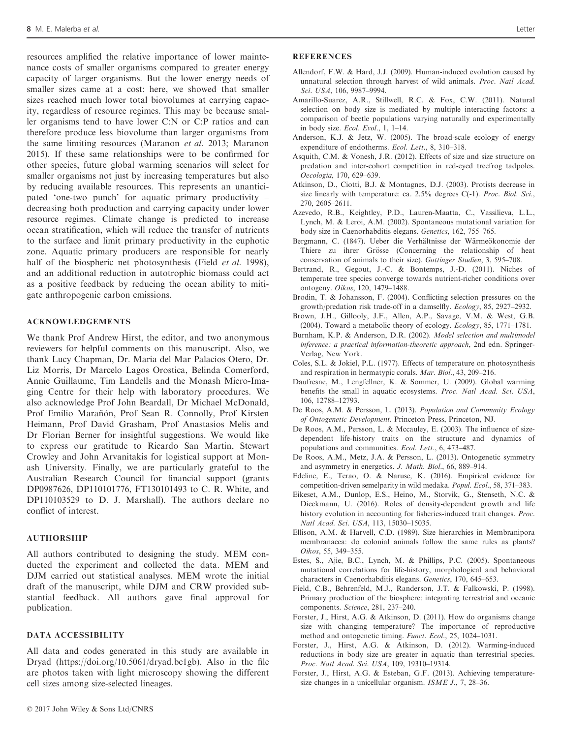resources amplified the relative importance of lower maintenance costs of smaller organisms compared to greater energy capacity of larger organisms. But the lower energy needs of smaller sizes came at a cost: here, we showed that smaller sizes reached much lower total biovolumes at carrying capacity, regardless of resource regimes. This may be because smaller organisms tend to have lower C:N or C:P ratios and can therefore produce less biovolume than larger organisms from the same limiting resources (Maranon *et al.* 2013; Maranon 2015). If these same relationships were to be confirmed for other species, future global warming scenarios will select for smaller organisms not just by increasing temperatures but also by reducing available resources. This represents an unanticipated 'one-two punch' for aquatic primary productivity – decreasing both production and carrying capacity under lower resource regimes. Climate change is predicted to increase ocean stratification, which will reduce the transfer of nutrients to the surface and limit primary productivity in the euphotic zone. Aquatic primary producers are responsible for nearly half of the biospheric net photosynthesis (Field *et al.* 1998), and an additional reduction in autotrophic biomass could act as a positive feedback by reducing the ocean ability to mitigate anthropogenic carbon emissions.

## ACKNOWLEDGEMENTS

We thank Prof Andrew Hirst, the editor, and two anonymous reviewers for helpful comments on this manuscript. Also, we thank Lucy Chapman, Dr. Maria del Mar Palacios Otero, Dr. Liz Morris, Dr Marcelo Lagos Orostica, Belinda Comerford, Annie Guillaume, Tim Landells and the Monash Micro-Imaging Centre for their help with laboratory procedures. We also acknowledge Prof John Beardall, Dr Michael McDonald, Prof Emilio Marañón, Prof Sean R. Connolly, Prof Kirsten Heimann, Prof David Grasham, Prof Anastasios Melis and Dr Florian Berner for insightful suggestions. We would like to express our gratitude to Ricardo San Martin, Stewart Crowley and John Arvanitakis for logistical support at Monash University. Finally, we are particularly grateful to the Australian Research Council for financial support (grants DP0987626, DP110101776, FT130101493 to C. R. White, and DP110103529 to D. J. Marshall). The authors declare no conflict of interest.

## AUTHORSHIP

All authors contributed to designing the study. MEM conducted the experiment and collected the data. MEM and DJM carried out statistical analyses. MEM wrote the initial draft of the manuscript, while DJM and CRW provided substantial feedback. All authors gave final approval for publication.

## DATA ACCESSIBILITY

All data and codes generated in this study are available in Dryad (https://doi.org/10.5061/dryad.bc1gb). Also in the file are photos taken with light microscopy showing the different cell sizes among size-selected lineages.

## REFERENCES

Allendorf, F.W. & Hard, J.J. (2009). Human-induced evolution caused by unnatural selection through harvest of wild animals. *Proc. Natl Acad. Sci. USA*, 106, 9987–9994.

Amarillo-Suarez, A.R., Stillwell, R.C. & Fox, C.W. (2011). Natural selection on body size is mediated by multiple interacting factors: a comparison of beetle populations varying naturally and experimentally in body size. *Ecol. Evol.*, 1, 1–14.

Anderson, K.J. & Jetz, W. (2005). The broad-scale ecology of energy expenditure of endotherms. *Ecol. Lett.*, 8, 310–318.

Asquith, C.M. & Vonesh, J.R. (2012). Effects of size and size structure on predation and inter-cohort competition in red-eyed treefrog tadpoles. *Oecologia*, 170, 629–639.

Atkinson, D., Ciotti, B.J. & Montagnes, D.J. (2003). Protists decrease in size linearly with temperature: ca. 2.5% degrees C(-1). *Proc. Biol. Sci.*, 270, 2605–2611.

Azevedo, R.B., Keightley, P.D., Lauren-Maatta, C., Vassilieva, L.L., Lynch, M. & Leroi, A.M. (2002). Spontaneous mutational variation for body size in Caenorhabditis elegans. *Genetics*, 162, 755–765.

Bergmann, C. (1847). Ueber die Verhältnisse der Wärmeökonomie der Thiere zu ihrer Grösse (Concerning the relationship of heat conservation of animals to their size). *Gottinger Studien*, 3, 595–708.

Bertrand, R., Gegout, J.-C. & Bontemps, J.-D. (2011). Niches of temperate tree species converge towards nutrient-richer conditions over ontogeny. *Oikos*, 120, 1479–1488.

Brodin, T. & Johansson, F. (2004). Conflicting selection pressures on the growth/predation risk trade-off in a damselfly. *Ecology*, 85, 2927–2932.

Brown, J.H., Gillooly, J.F., Allen, A.P., Savage, V.M. & West, G.B. (2004). Toward a metabolic theory of ecology. *Ecology*, 85, 1771–1781.

Burnham, K.P. & Anderson, D.R. (2002). *Model selection and multimodel inference: a practical information-theoretic approach*, 2nd edn. Springer-Verlag, New York.

Coles, S.L. & Jokiel, P.L. (1977). Effects of temperature on photosynthesis and respiration in hermatypic corals. *Mar. Biol.*, 43, 209–216.

Daufresne, M., Lengfellner, K. & Sommer, U. (2009). Global warming benefits the small in aquatic ecosystems. *Proc. Natl Acad. Sci. USA*, 106, 12788–12793.

De Roos, A.M. & Persson, L. (2013). *Population and Community Ecology of Ontogenetic Development*. Princeton Press, Princeton, NJ.

De Roos, A.M., Persson, L. & Mccauley, E. (2003). The influence of size-dependent life-history traits on the structure and dynamics of populations and communities. *Ecol. Lett.*, 6, 473–487.

De Roos, A.M., Metz, J.A. & Persson, L. (2013). Ontogenetic symmetry and asymmetry in energetics. *J. Math. Biol.*, 66, 889–914.

Edeline, E., Terao, O. & Naruse, K. (2016). Empirical evidence for competition-driven semelparity in wild medaka. *Popul. Ecol.*, 58, 371–383.

Eikeset, A.M., Dunlop, E.S., Heino, M., Storvik, G., Stenseth, N.C. & Dieckmann, U. (2016). Roles of density-dependent growth and life history evolution in accounting for fisheries-induced trait changes. *Proc. Natl Acad. Sci. USA*, 113, 15030–15035.

Ellison, A.M. & Harvell, C.D. (1989). Size hierarchies in Membranipora membranacea: do colonial animals follow the same rules as plants? *Oikos*, 55, 349–355.

Estes, S., Ajie, B.C., Lynch, M. & Phillips, P.C. (2005). Spontaneous mutational correlations for life-history, morphological and behavioral characters in Caenorhabditis elegans. *Genetics*, 170, 645–653.

Field, C.B., Behrenfeld, M.J., Randerson, J.T. & Falkowski, P. (1998). Primary production of the biosphere: integrating terrestrial and oceanic components. *Science*, 281, 237–240.

Forster, J., Hirst, A.G. & Atkinson, D. (2011). How do organisms change size with changing temperature? The importance of reproductive method and ontogenetic timing. *Funct. Ecol.*, 25, 1024–1031.

Forster, J., Hirst, A.G. & Atkinson, D. (2012). Warming-induced reductions in body size are greater in aquatic than terrestrial species. *Proc. Natl Acad. Sci. USA*, 109, 19310–19314.

Forster, J., Hirst, A.G. & Esteban, G.F. (2013). Achieving temperature-size changes in a unicellular organism. *ISME J.*, 7, 28–36.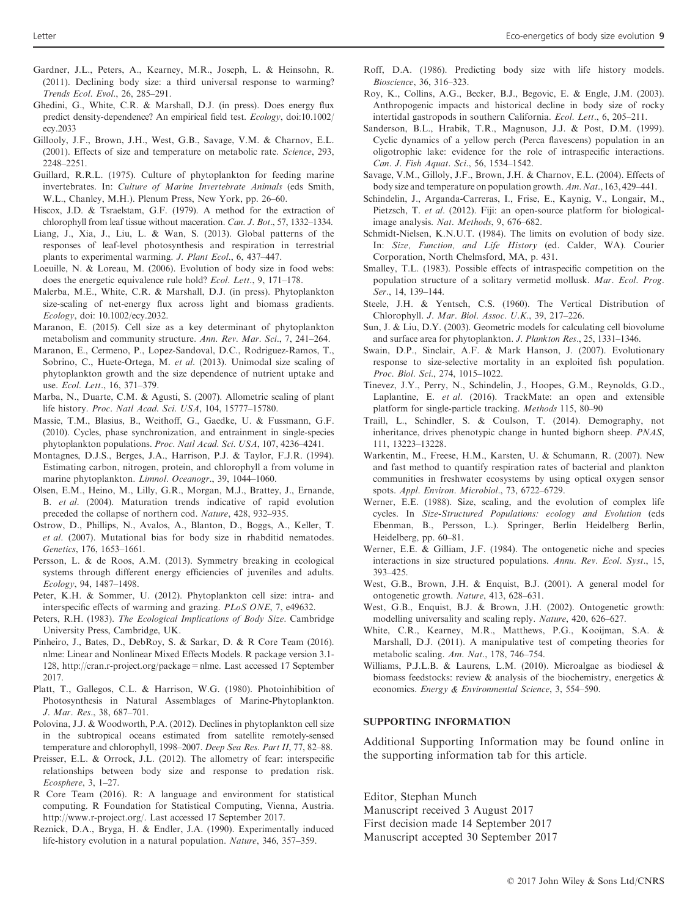Gardner, J.L., Peters, A., Kearney, M.R., Joseph, L. & Heinsohn, R. (2011). Declining body size: a third universal response to warming? *Trends Ecol. Evol.*, 26, 285–291.

Ghedini, G., White, C.R. & Marshall, D.J. (in press). Does energy flux predict density-dependence? An empirical field test. *Ecology*, doi:10.1002/ecy.2033

Gillooly, J.F., Brown, J.H., West, G.B., Savage, V.M. & Charnov, E.L. (2001). Effects of size and temperature on metabolic rate. *Science*, 293, 2248–2251.

Guillard, R.R.L. (1975). Culture of phytoplankton for feeding marine invertebrates. In: *Culture of Marine Invertebrate Animals* (eds Smith, W.L., Chanley, M.H.). Plenum Press, New York, pp. 26–60.

Hiscox, J.D. & Tsraelstam, G.F. (1979). A method for the extraction of chlorophyll from leaf tissue without maceration. *Can. J. Bot*., 57, 1332–1334.

Liang, J., Xia, J., Liu, L. & Wan, S. (2013). Global patterns of the responses of leaf-level photosynthesis and respiration in terrestrial plants to experimental warming. *J. Plant Ecol*., 6, 437–447.

Loeuille, N. & Loreau, M. (2006). Evolution of body size in food webs: does the energetic equivalence rule hold? *Ecol. Lett*., 9, 171–178.

Malerba, M.E., White, C.R. & Marshall, D.J. (in press). Phytoplankton size-scaling of net-energy flux across light and biomass gradients. *Ecology*, doi: 10.1002/ecy.2032.

Maranon, E. (2015). Cell size as a key determinant of phytoplankton metabolism and community structure. *Ann. Rev. Mar. Sci*., 7, 241–264.

Maranon, E., Cermeno, P., Lopez-Sandoval, D.C., Rodriguez-Ramos, T., Sobrino, C., Huete-Ortega, M. *et al*. (2013). Unimodal size scaling of phytoplankton growth and the size dependence of nutrient uptake and use. *Ecol. Lett*., 16, 371–379.

Marba, N., Duarte, C.M. & Agusti, S. (2007). Allometric scaling of plant life history. *Proc. Natl Acad. Sci. USA*, 104, 15777–15780.

Massie, T.M., Blasius, B., Weithoff, G., Gaedke, U. & Fussmann, G.F. (2010). Cycles, phase synchronization, and entrainment in single-species phytoplankton populations. *Proc. Natl Acad. Sci. USA*, 107, 4236–4241.

Montagnes, D.J.S., Berges, J.A., Harrison, P.J. & Taylor, F.J.R. (1994). Estimating carbon, nitrogen, protein, and chlorophyll a from volume in marine phytoplankton. *Limnol. Oceanogr*., 39, 1044–1060.

Olsen, E.M., Heino, M., Lilly, G.R., Morgan, M.J., Brattey, J., Ernande, B. *et al*. (2004). Maturation trends indicative of rapid evolution preceded the collapse of northern cod. *Nature*, 428, 932–935.

Ostrow, D., Phillips, N., Avalos, A., Blanton, D., Boggs, A., Keller, T. *et al*. (2007). Mutational bias for body size in rhabditid nematodes. *Genetics*, 176, 1653–1661.

Persson, L. & de Roos, A.M. (2013). Symmetry breaking in ecological systems through different energy efficiencies of juveniles and adults. *Ecology*, 94, 1487–1498.

Peter, K.H. & Sommer, U. (2012). Phytoplankton cell size: intra- and interspecific effects of warming and grazing. *PLoS ONE*, 7, e49632.

Peters, R.H. (1983). *The Ecological Implications of Body Size*. Cambridge University Press, Cambridge, UK.

Pinheiro, J., Bates, D., DebRoy, S. & Sarkar, D. & R Core Team (2016). nlme: Linear and Nonlinear Mixed Effects Models. R package version 3.1-128, http://cran.r-project.org/package=nlme. Last accessed 17 September 2017.

Platt, T., Gallegos, C.L. & Harrison, W.G. (1980). Photoinhibition of Photosynthesis in Natural Assemblages of Marine-Phytoplankton. *J. Mar. Res*., 38, 687–701.

Polovina, J.J. & Woodworth, P.A. (2012). Declines in phytoplankton cell size in the subtropical oceans estimated from satellite remotely-sensed temperature and chlorophyll, 1998–2007. *Deep Sea Res. Part II*, 77, 82–88.

Preisser, E.L. & Orrock, J.L. (2012). The allometry of fear: interspecific relationships between body size and response to predation risk. *Ecosphere*, 3, 1–27.

R Core Team (2016). R: A language and environment for statistical computing. R Foundation for Statistical Computing, Vienna, Austria. http://www.r-project.org/. Last accessed 17 September 2017.

Reznick, D.A., Bryga, H. & Endler, J.A. (1990). Experimentally induced life-history evolution in a natural population. *Nature*, 346, 357–359.

Roff, D.A. (1986). Predicting body size with life history models. *Bioscience*, 36, 316–323.

Roy, K., Collins, A.G., Becker, B.J., Begovic, E. & Engle, J.M. (2003). Anthropogenic impacts and historical decline in body size of rocky intertidal gastropods in southern California. *Ecol. Lett*., 6, 205–211.

Sanderson, B.L., Hrabik, T.R., Magnuson, J.J. & Post, D.M. (1999). Cyclic dynamics of a yellow perch (Perca flavescens) population in an oligotrophic lake: evidence for the role of intraspecific interactions. *Can. J. Fish Aquat. Sci*., 56, 1534–1542.

Savage, V.M., Gilloly, J.F., Brown, J.H. & Charnov, E.L. (2004). Effects of body size and temperature on population growth. *Am. Nat*., 163, 429–441.

Schindelin, J., Arganda-Carreras, I., Frise, E., Kaynig, V., Longair, M., Pietzsch, T. *et al*. (2012). Fiji: an open-source platform for biological-image analysis. *Nat. Methods*, 9, 676–682.

Schmidt-Nielsen, K.N.U.T. (1984). The limits on evolution of body size. In: *Size, Function, and Life History* (ed. Calder, WA). Courier Corporation, North Chelmsford, MA, p. 431.

Smalley, T.L. (1983). Possible effects of intraspecific competition on the population structure of a solitary vermetid mollusk. *Mar. Ecol. Prog. Ser*., 14, 139–144.

Steele, J.H. & Yentsch, C.S. (1960). The Vertical Distribution of Chlorophyll. *J. Mar. Biol. Assoc. U.K*., 39, 217–226.

Sun, J. & Liu, D.Y. (2003). Geometric models for calculating cell biovolume and surface area for phytoplankton. *J. Plankton Res*., 25, 1331–1346.

Swain, D.P., Sinclair, A.F. & Mark Hanson, J. (2007). Evolutionary response to size-selective mortality in an exploited fish population. *Proc. Biol. Sci*., 274, 1015–1022.

Tinevez, J.Y., Perry, N., Schindelin, J., Hoopes, G.M., Reynolds, G.D., Laplantine, E. *et al*. (2016). TrackMate: an open and extensible platform for single-particle tracking. *Methods* 115, 80–90

Traill, L., Schindler, S. & Coulson, T. (2014). Demography, not inheritance, drives phenotypic change in hunted bighorn sheep. *PNAS*, 111, 13223–13228.

Warkentin, M., Freese, H.M., Karsten, U. & Schumann, R. (2007). New and fast method to quantify respiration rates of bacterial and plankton communities in freshwater ecosystems by using optical oxygen sensor spots. *Appl. Environ. Microbiol*., 73, 6722–6729.

Werner, E.E. (1988). Size, scaling, and the evolution of complex life cycles. In *Size-Structured Populations: ecology and Evolution* (eds Ebenman, B., Persson, L.). Springer, Berlin Heidelberg Berlin, Heidelberg, pp. 60–81.

Werner, E.E. & Gilliam, J.F. (1984). The ontogenetic niche and species interactions in size structured populations. *Annu. Rev. Ecol. Syst*., 15, 393–425.

West, G.B., Brown, J.H. & Enquist, B.J. (2001). A general model for ontogenetic growth. *Nature*, 413, 628–631.

West, G.B., Enquist, B.J. & Brown, J.H. (2002). Ontogenetic growth: modelling universality and scaling reply. *Nature*, 420, 626–627.

White, C.R., Kearney, M.R., Matthews, P.G., Kooijman, S.A. & Marshall, D.J. (2011). A manipulative test of competing theories for metabolic scaling. *Am. Nat*., 178, 746–754.

Williams, P.J.L.B. & Laurens, L.M. (2010). Microalgae as biodiesel & biomass feedstocks: review & analysis of the biochemistry, energetics & economics. *Energy & Environmental Science*, 3, 554–590.

## SUPPORTING INFORMATION

Additional Supporting Information may be found online in the supporting information tab for this article.

Editor, Stephan Munch
Manuscript received 3 August 2017
First decision made 14 September 2017
Manuscript accepted 30 September 2017